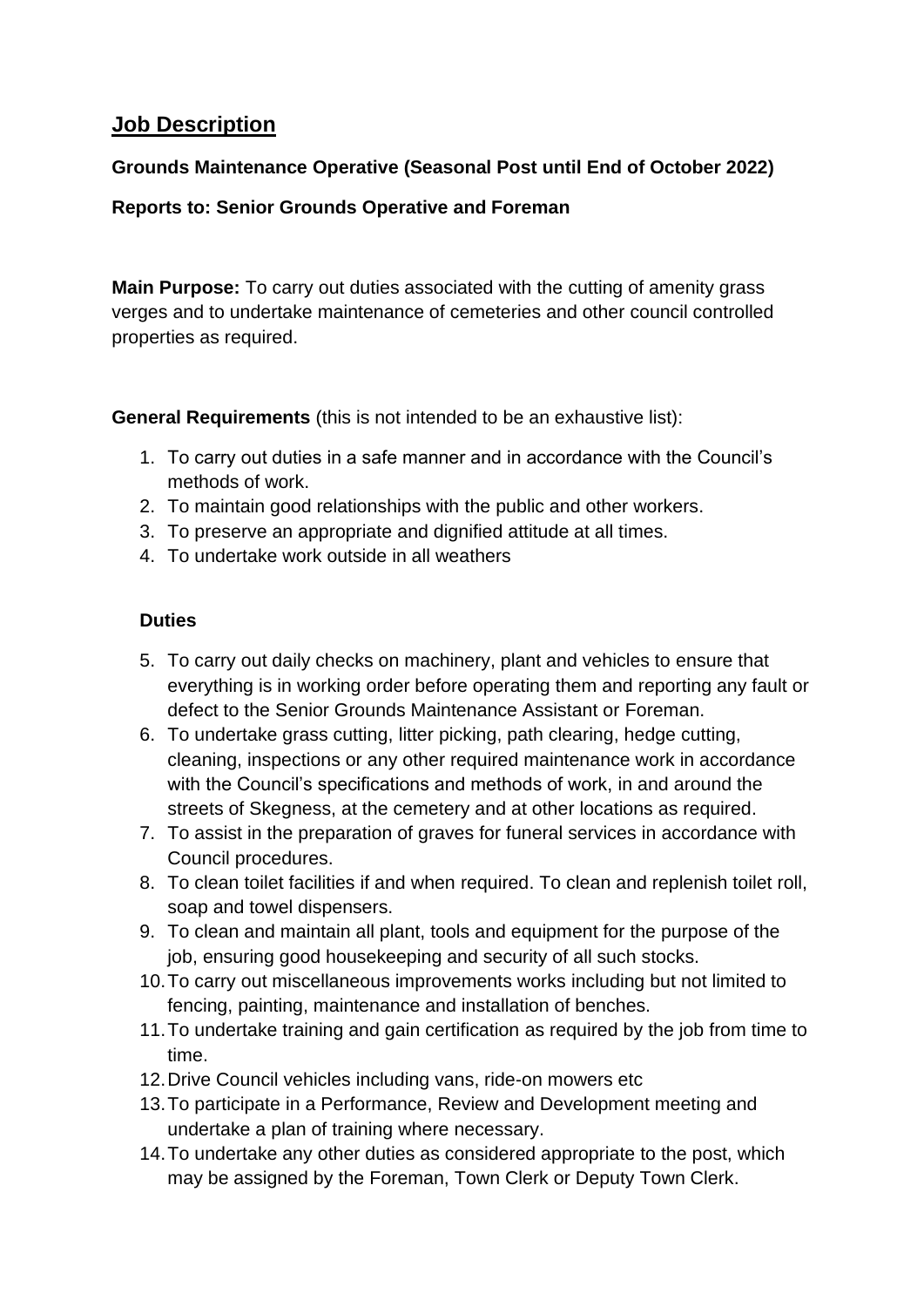# Job Description

**Grounds Maintenance Operative (Seasonal Post until End of October 2022)**

**Reports to: Senior Grounds Operative and Foreman**

**Main Purpose:** To carry out duties associated with the cutting of amenity grass verges and to undertake maintenance of cemeteries and other council controlled properties as required.

**General Requirements** (this is not intended to be an exhaustive list):

1. To carry out duties in a safe manner and in accordance with the Council's methods of work.
2. To maintain good relationships with the public and other workers.
3. To preserve an appropriate and dignified attitude at all times.
4. To undertake work outside in all weathers

**Duties**

5. To carry out daily checks on machinery, plant and vehicles to ensure that everything is in working order before operating them and reporting any fault or defect to the Senior Grounds Maintenance Assistant or Foreman.
6. To undertake grass cutting, litter picking, path clearing, hedge cutting, cleaning, inspections or any other required maintenance work in accordance with the Council's specifications and methods of work, in and around the streets of Skegness, at the cemetery and at other locations as required.
7. To assist in the preparation of graves for funeral services in accordance with Council procedures.
8. To clean toilet facilities if and when required. To clean and replenish toilet roll, soap and towel dispensers.
9. To clean and maintain all plant, tools and equipment for the purpose of the job, ensuring good housekeeping and security of all such stocks.
10. To carry out miscellaneous improvements works including but not limited to fencing, painting, maintenance and installation of benches.
11. To undertake training and gain certification as required by the job from time to time.
12. Drive Council vehicles including vans, ride-on mowers etc
13. To participate in a Performance, Review and Development meeting and undertake a plan of training where necessary.
14. To undertake any other duties as considered appropriate to the post, which may be assigned by the Foreman, Town Clerk or Deputy Town Clerk.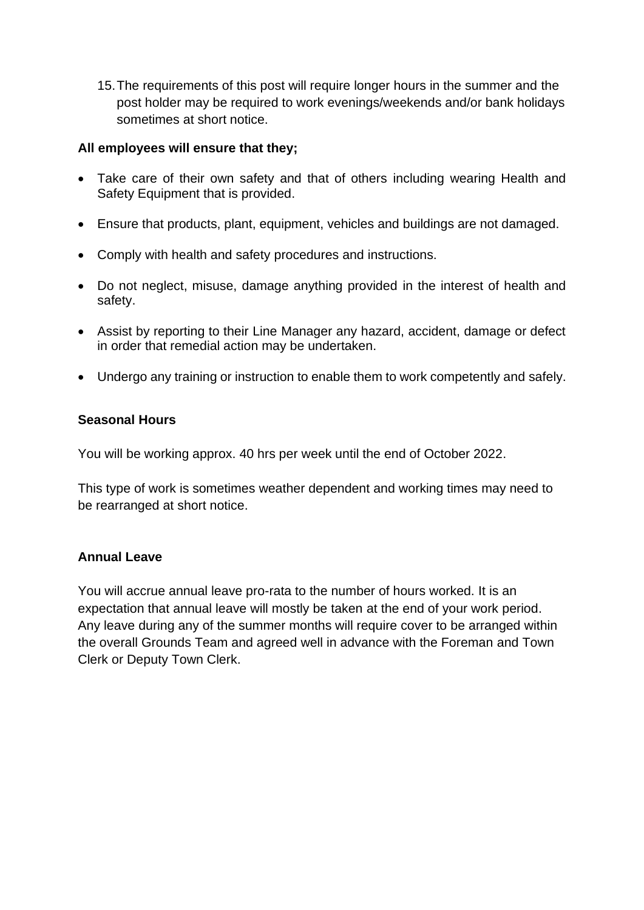15. The requirements of this post will require longer hours in the summer and the post holder may be required to work evenings/weekends and/or bank holidays sometimes at short notice.

**All employees will ensure that they;**

- Take care of their own safety and that of others including wearing Health and Safety Equipment that is provided.
- Ensure that products, plant, equipment, vehicles and buildings are not damaged.
- Comply with health and safety procedures and instructions.
- Do not neglect, misuse, damage anything provided in the interest of health and safety.
- Assist by reporting to their Line Manager any hazard, accident, damage or defect in order that remedial action may be undertaken.
- Undergo any training or instruction to enable them to work competently and safely.

**Seasonal Hours**

You will be working approx. 40 hrs per week until the end of October 2022.

This type of work is sometimes weather dependent and working times may need to be rearranged at short notice.

**Annual Leave**

You will accrue annual leave pro-rata to the number of hours worked. It is an expectation that annual leave will mostly be taken at the end of your work period. Any leave during any of the summer months will require cover to be arranged within the overall Grounds Team and agreed well in advance with the Foreman and Town Clerk or Deputy Town Clerk.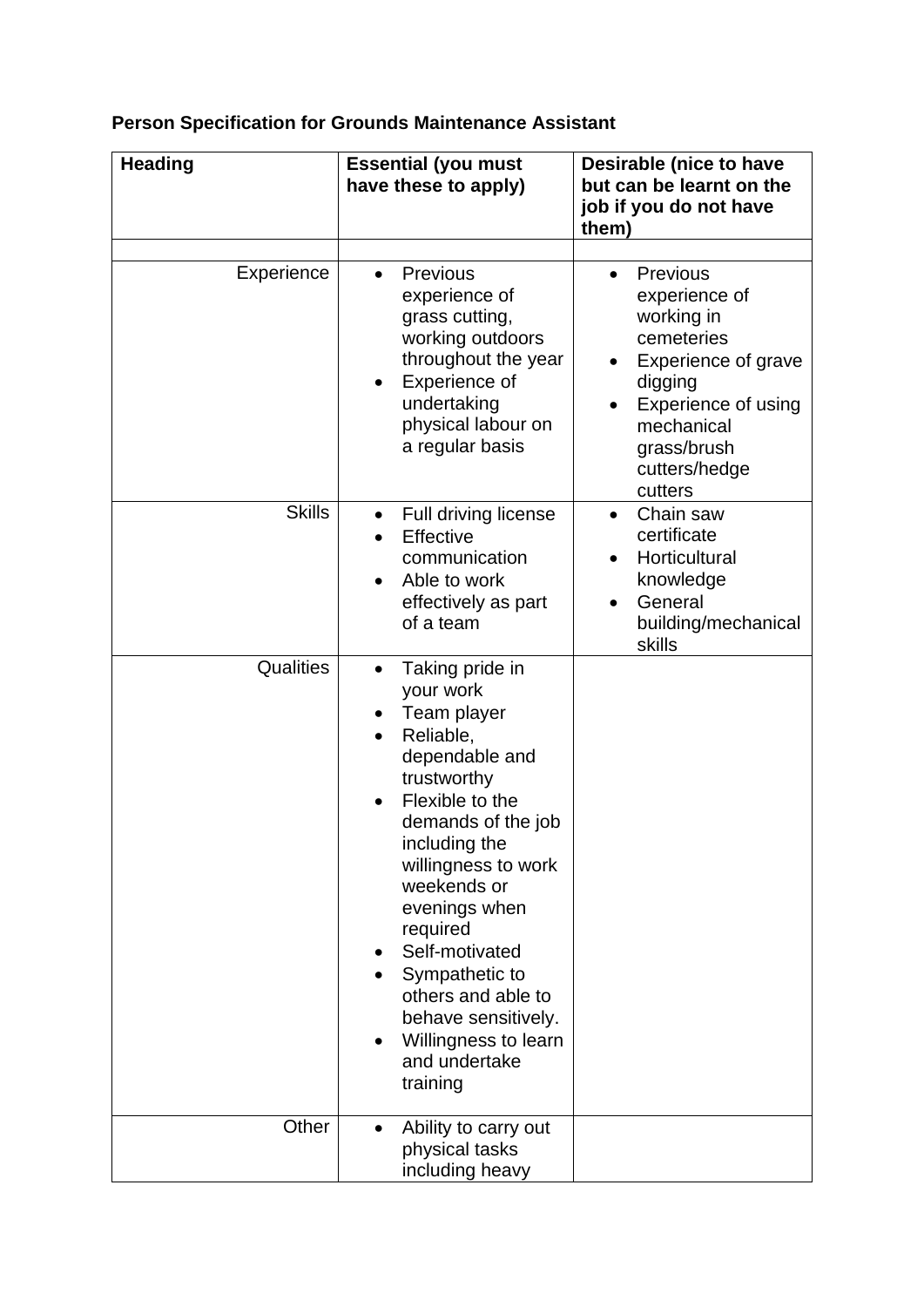**Person Specification for Grounds Maintenance Assistant**

| Heading | Essential (you must have these to apply) | Desirable (nice to have but can be learnt on the job if you do not have them) |
| --- | --- | --- |
| | | |
| Experience | • Previous experience of grass cutting, working outdoors throughout the year<br>• Experience of undertaking physical labour on a regular basis | • Previous experience of working in cemeteries<br>• Experience of grave digging<br>• Experience of using mechanical grass/brush cutters/hedge cutters |
| Skills | • Full driving license<br>• Effective communication<br>• Able to work effectively as part of a team | • Chain saw certificate<br>• Horticultural knowledge<br>• General building/mechanical skills |
| Qualities | • Taking pride in your work<br>• Team player<br>• Reliable, dependable and trustworthy<br>• Flexible to the demands of the job including the willingness to work weekends or evenings when required<br>• Self-motivated<br>• Sympathetic to others and able to behave sensitively.<br>• Willingness to learn and undertake training | |
| Other | • Ability to carry out physical tasks including heavy | |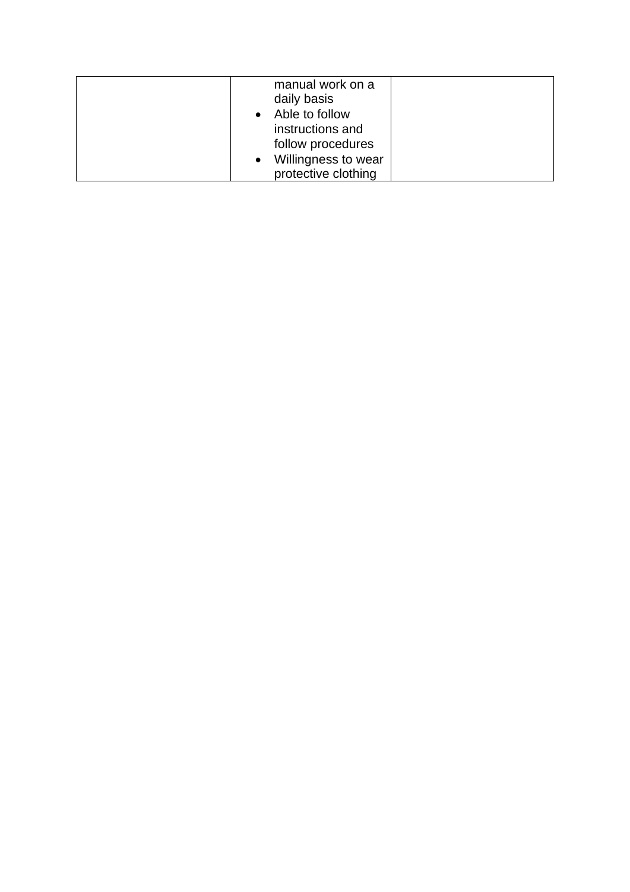| | | |
|---|---|---|
| | manual work on a daily basis<br>• Able to follow instructions and follow procedures<br>• Willingness to wear protective clothing | |